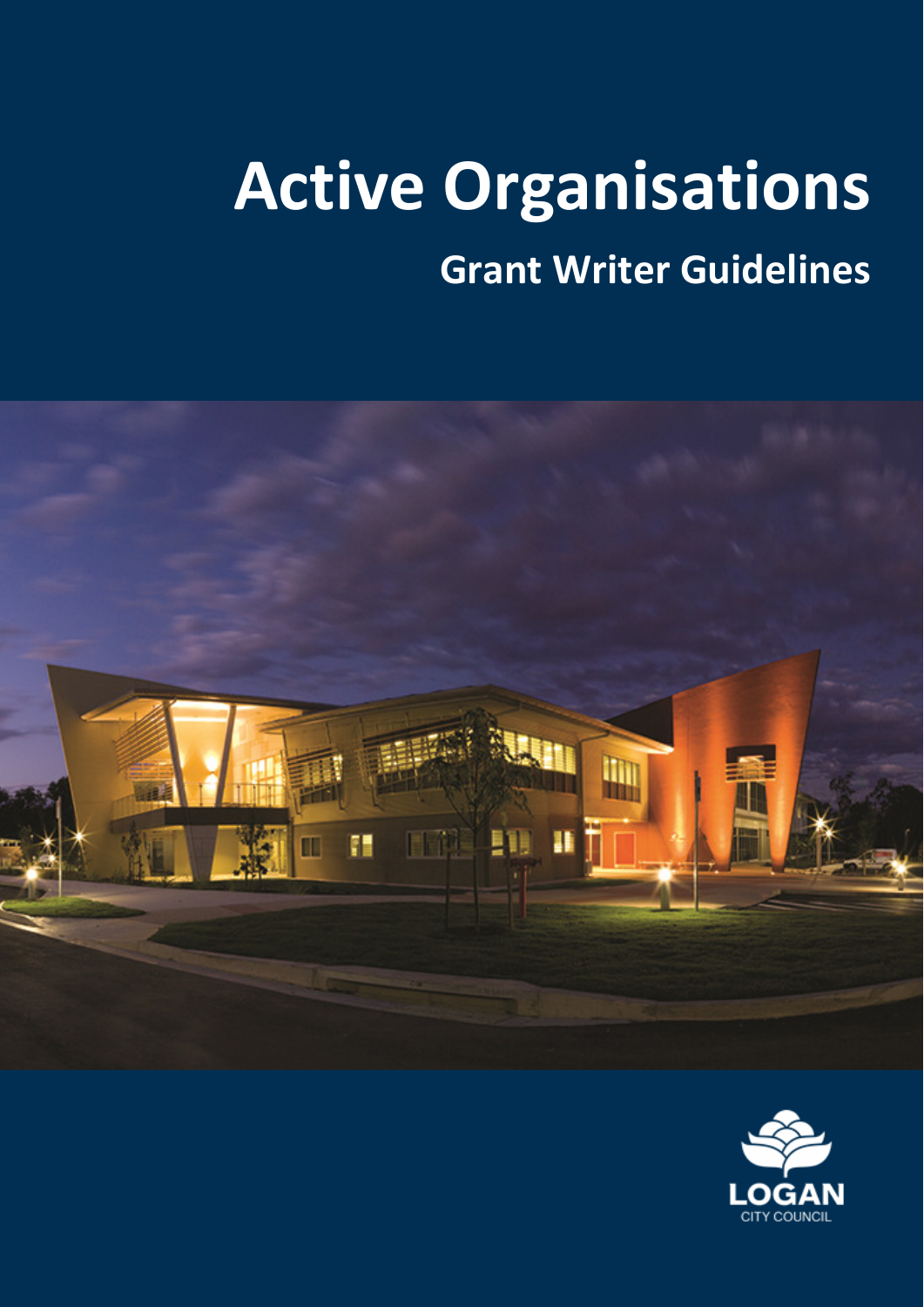# Active Organisations

## Grant Writer Guidelines

LOGAN
CITY COUNCIL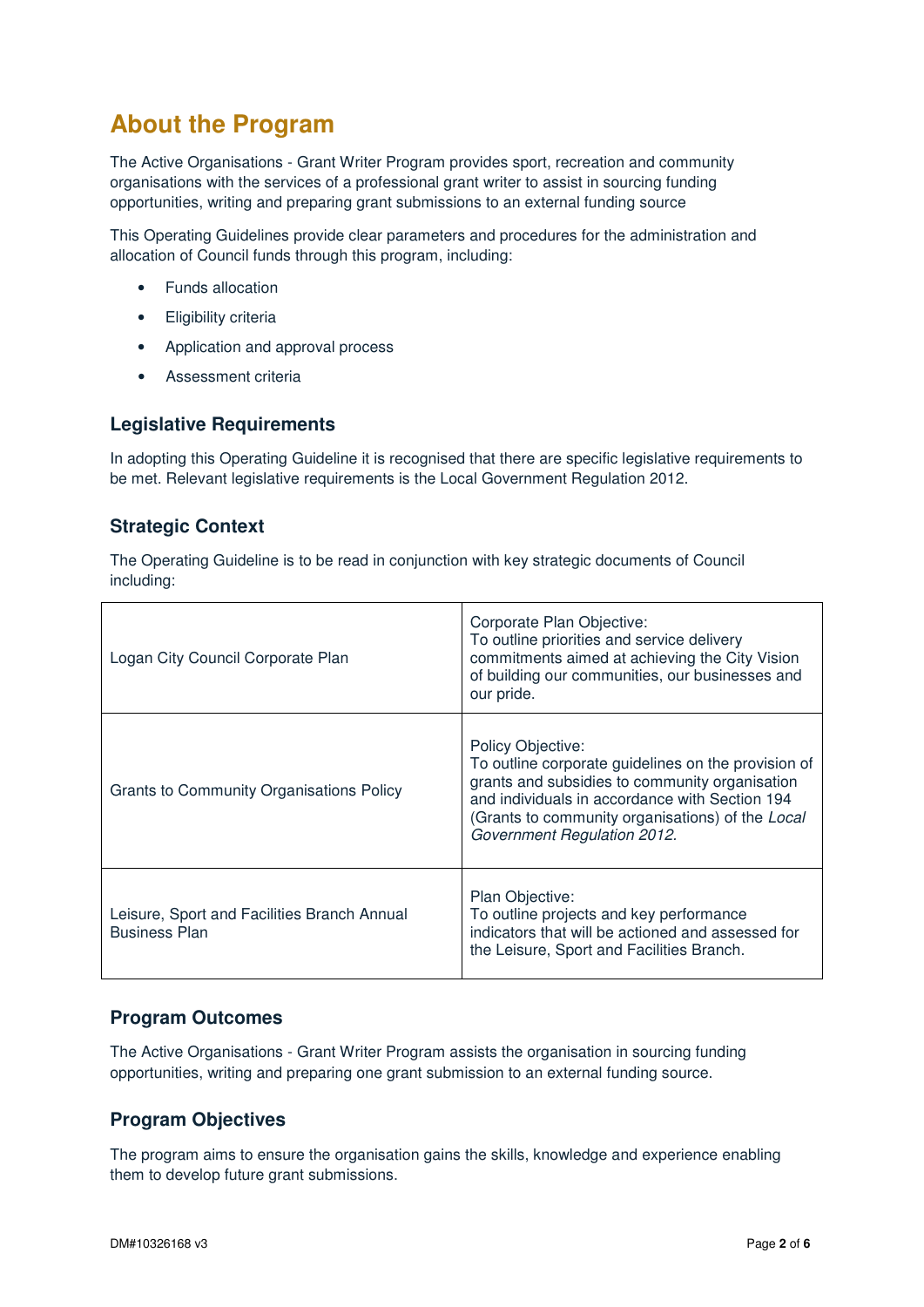# About the Program

The Active Organisations - Grant Writer Program provides sport, recreation and community organisations with the services of a professional grant writer to assist in sourcing funding opportunities, writing and preparing grant submissions to an external funding source

This Operating Guidelines provide clear parameters and procedures for the administration and allocation of Council funds through this program, including:

- Funds allocation
- Eligibility criteria
- Application and approval process
- Assessment criteria

## Legislative Requirements

In adopting this Operating Guideline it is recognised that there are specific legislative requirements to be met. Relevant legislative requirements is the Local Government Regulation 2012.

## Strategic Context

The Operating Guideline is to be read in conjunction with key strategic documents of Council including:

| | |
|---|---|
| Logan City Council Corporate Plan | Corporate Plan Objective:<br>To outline priorities and service delivery commitments aimed at achieving the City Vision of building our communities, our businesses and our pride. |
| Grants to Community Organisations Policy | Policy Objective:<br>To outline corporate guidelines on the provision of grants and subsidies to community organisation and individuals in accordance with Section 194 (Grants to community organisations) of the *Local Government Regulation 2012.* |
| Leisure, Sport and Facilities Branch Annual Business Plan | Plan Objective:<br>To outline projects and key performance indicators that will be actioned and assessed for the Leisure, Sport and Facilities Branch. |

## Program Outcomes

The Active Organisations - Grant Writer Program assists the organisation in sourcing funding opportunities, writing and preparing one grant submission to an external funding source.

## Program Objectives

The program aims to ensure the organisation gains the skills, knowledge and experience enabling them to develop future grant submissions.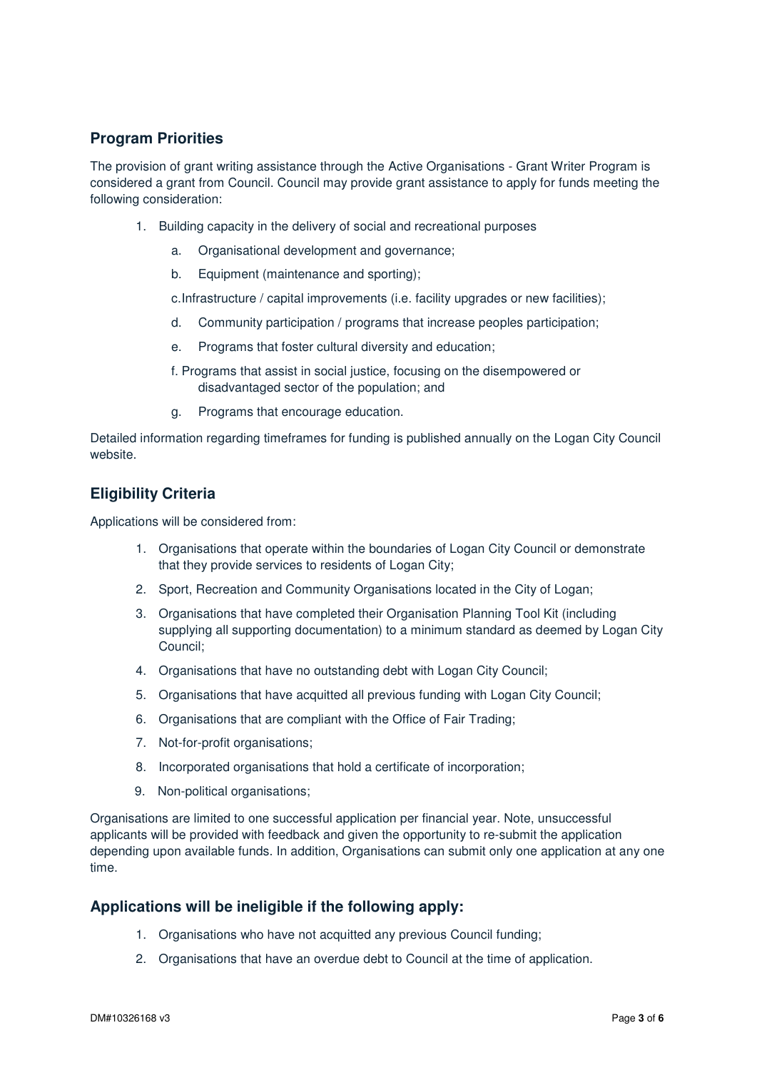## Program Priorities

The provision of grant writing assistance through the Active Organisations - Grant Writer Program is considered a grant from Council. Council may provide grant assistance to apply for funds meeting the following consideration:

1. Building capacity in the delivery of social and recreational purposes
   a. Organisational development and governance;
   b. Equipment (maintenance and sporting);
   c. Infrastructure / capital improvements (i.e. facility upgrades or new facilities);
   d. Community participation / programs that increase peoples participation;
   e. Programs that foster cultural diversity and education;
   f. Programs that assist in social justice, focusing on the disempowered or disadvantaged sector of the population; and
   g. Programs that encourage education.

Detailed information regarding timeframes for funding is published annually on the Logan City Council website.

## Eligibility Criteria

Applications will be considered from:

1. Organisations that operate within the boundaries of Logan City Council or demonstrate that they provide services to residents of Logan City;
2. Sport, Recreation and Community Organisations located in the City of Logan;
3. Organisations that have completed their Organisation Planning Tool Kit (including supplying all supporting documentation) to a minimum standard as deemed by Logan City Council;
4. Organisations that have no outstanding debt with Logan City Council;
5. Organisations that have acquitted all previous funding with Logan City Council;
6. Organisations that are compliant with the Office of Fair Trading;
7. Not-for-profit organisations;
8. Incorporated organisations that hold a certificate of incorporation;
9. Non-political organisations;

Organisations are limited to one successful application per financial year. Note, unsuccessful applicants will be provided with feedback and given the opportunity to re-submit the application depending upon available funds. In addition, Organisations can submit only one application at any one time.

## Applications will be ineligible if the following apply:

1. Organisations who have not acquitted any previous Council funding;
2. Organisations that have an overdue debt to Council at the time of application.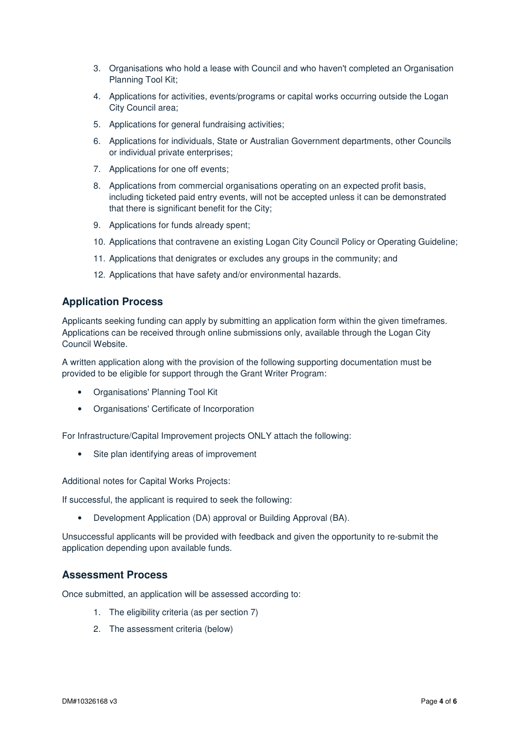3. Organisations who hold a lease with Council and who haven't completed an Organisation Planning Tool Kit;
4. Applications for activities, events/programs or capital works occurring outside the Logan City Council area;
5. Applications for general fundraising activities;
6. Applications for individuals, State or Australian Government departments, other Councils or individual private enterprises;
7. Applications for one off events;
8. Applications from commercial organisations operating on an expected profit basis, including ticketed paid entry events, will not be accepted unless it can be demonstrated that there is significant benefit for the City;
9. Applications for funds already spent;
10. Applications that contravene an existing Logan City Council Policy or Operating Guideline;
11. Applications that denigrates or excludes any groups in the community; and
12. Applications that have safety and/or environmental hazards.

## Application Process

Applicants seeking funding can apply by submitting an application form within the given timeframes. Applications can be received through online submissions only, available through the Logan City Council Website.

A written application along with the provision of the following supporting documentation must be provided to be eligible for support through the Grant Writer Program:

- Organisations' Planning Tool Kit
- Organisations' Certificate of Incorporation

For Infrastructure/Capital Improvement projects ONLY attach the following:

- Site plan identifying areas of improvement

Additional notes for Capital Works Projects:

If successful, the applicant is required to seek the following:

- Development Application (DA) approval or Building Approval (BA).

Unsuccessful applicants will be provided with feedback and given the opportunity to re-submit the application depending upon available funds.

## Assessment Process

Once submitted, an application will be assessed according to:

1. The eligibility criteria (as per section 7)
2. The assessment criteria (below)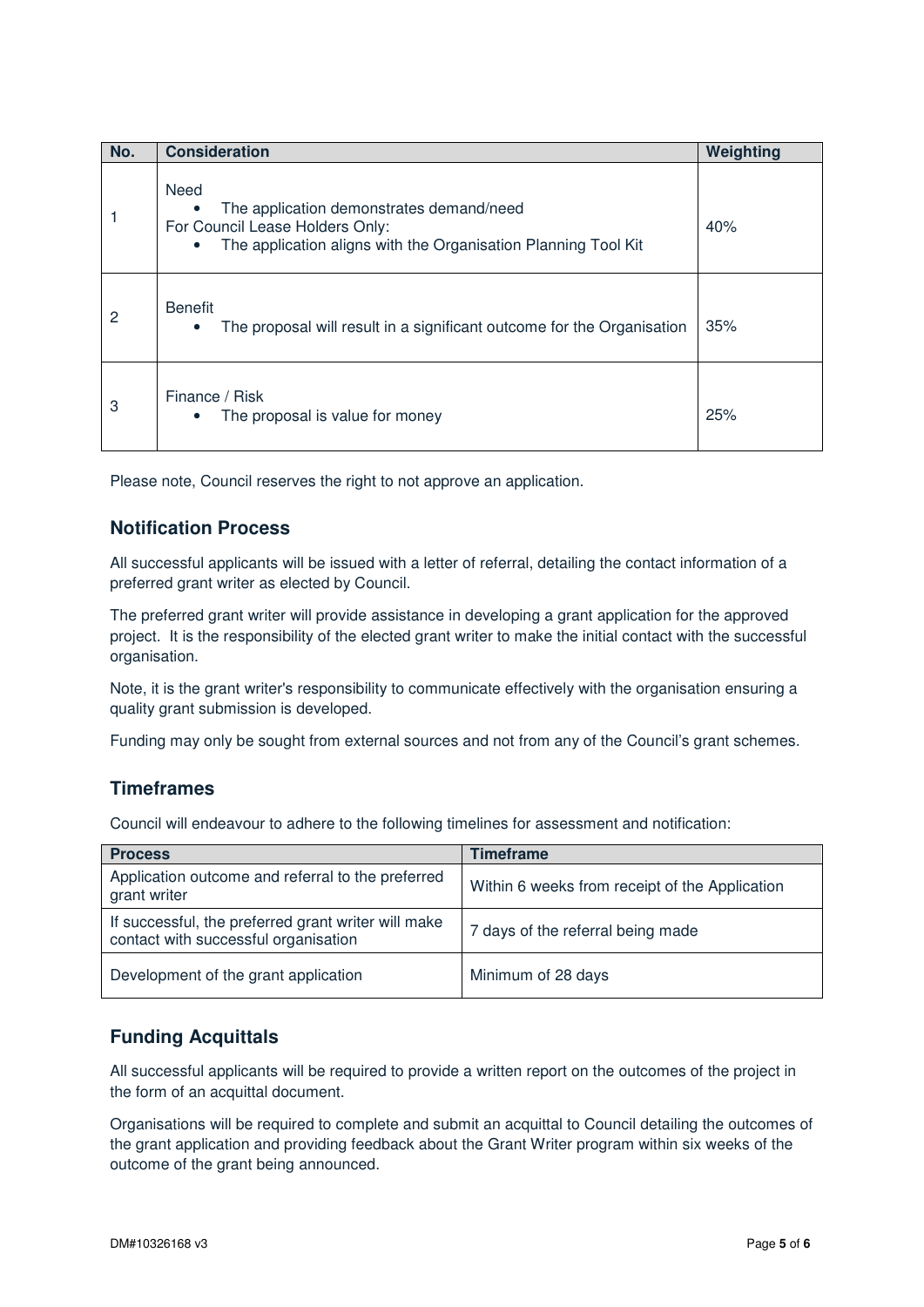| No. | Consideration | Weighting |
|---|---|---|
| 1 | Need<br>• The application demonstrates demand/need<br>For Council Lease Holders Only:<br>• The application aligns with the Organisation Planning Tool Kit | 40% |
| 2 | Benefit<br>• The proposal will result in a significant outcome for the Organisation | 35% |
| 3 | Finance / Risk<br>• The proposal is value for money | 25% |

Please note, Council reserves the right to not approve an application.

## Notification Process

All successful applicants will be issued with a letter of referral, detailing the contact information of a preferred grant writer as elected by Council.

The preferred grant writer will provide assistance in developing a grant application for the approved project. It is the responsibility of the elected grant writer to make the initial contact with the successful organisation.

Note, it is the grant writer's responsibility to communicate effectively with the organisation ensuring a quality grant submission is developed.

Funding may only be sought from external sources and not from any of the Council's grant schemes.

## Timeframes

Council will endeavour to adhere to the following timelines for assessment and notification:

| Process | Timeframe |
|---|---|
| Application outcome and referral to the preferred grant writer | Within 6 weeks from receipt of the Application |
| If successful, the preferred grant writer will make contact with successful organisation | 7 days of the referral being made |
| Development of the grant application | Minimum of 28 days |

## Funding Acquittals

All successful applicants will be required to provide a written report on the outcomes of the project in the form of an acquittal document.

Organisations will be required to complete and submit an acquittal to Council detailing the outcomes of the grant application and providing feedback about the Grant Writer program within six weeks of the outcome of the grant being announced.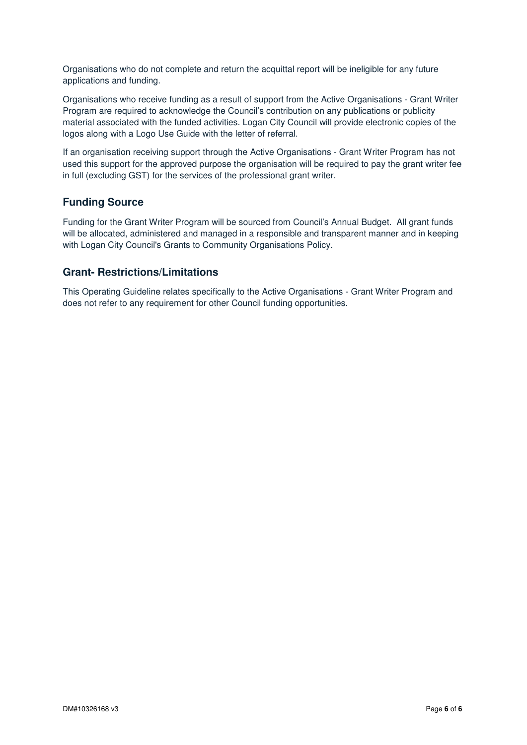Organisations who do not complete and return the acquittal report will be ineligible for any future applications and funding.

Organisations who receive funding as a result of support from the Active Organisations - Grant Writer Program are required to acknowledge the Council's contribution on any publications or publicity material associated with the funded activities. Logan City Council will provide electronic copies of the logos along with a Logo Use Guide with the letter of referral.

If an organisation receiving support through the Active Organisations - Grant Writer Program has not used this support for the approved purpose the organisation will be required to pay the grant writer fee in full (excluding GST) for the services of the professional grant writer.

## Funding Source

Funding for the Grant Writer Program will be sourced from Council's Annual Budget. All grant funds will be allocated, administered and managed in a responsible and transparent manner and in keeping with Logan City Council's Grants to Community Organisations Policy.

## Grant- Restrictions/Limitations

This Operating Guideline relates specifically to the Active Organisations - Grant Writer Program and does not refer to any requirement for other Council funding opportunities.